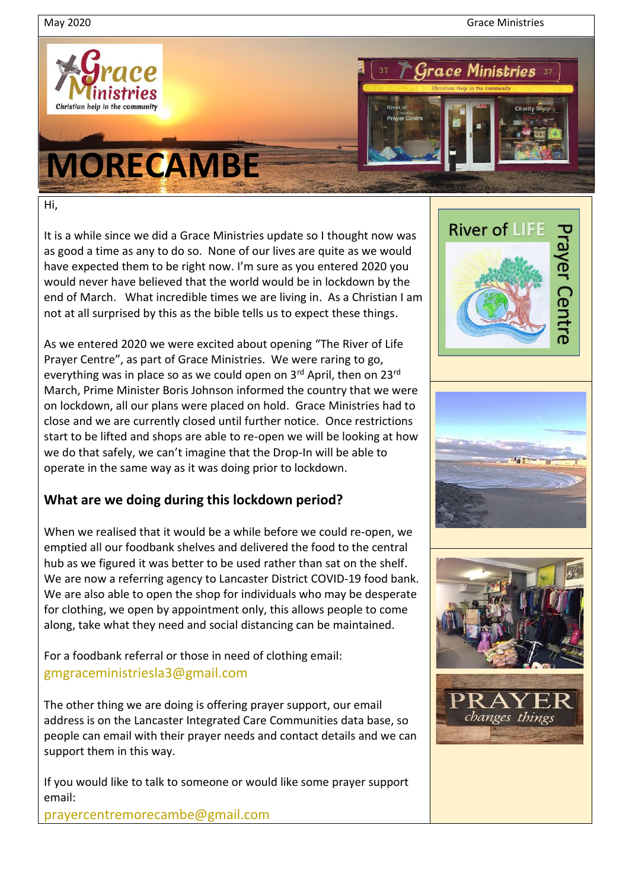# MORECAMBE

Hi,

It is a while since we did a Grace Ministries update so I thought now was as good a time as any to do so. None of our lives are quite as we would have expected them to be right now. I'm sure as you entered 2020 you would never have believed that the world would be in lockdown by the end of March. What incredible times we are living in. As a Christian I am not at all surprised by this as the bible tells us to expect these things.

As we entered 2020 we were excited about opening "The River of Life Prayer Centre", as part of Grace Ministries. We were raring to go, everything was in place so as we could open on 3rd April, then on 23rd March, Prime Minister Boris Johnson informed the country that we were on lockdown, all our plans were placed on hold. Grace Ministries had to close and we are currently closed until further notice. Once restrictions start to be lifted and shops are able to re-open we will be looking at how we do that safely, we can't imagine that the Drop-In will be able to operate in the same way as it was doing prior to lockdown.

## What are we doing during this lockdown period?

When we realised that it would be a while before we could re-open, we emptied all our foodbank shelves and delivered the food to the central hub as we figured it was better to be used rather than sat on the shelf. We are now a referring agency to Lancaster District COVID-19 food bank. We are also able to open the shop for individuals who may be desperate for clothing, we open by appointment only, this allows people to come along, take what they need and social distancing can be maintained.

For a foodbank referral or those in need of clothing email:
gmgraceministriesla3@gmail.com

The other thing we are doing is offering prayer support, our email address is on the Lancaster Integrated Care Communities data base, so people can email with their prayer needs and contact details and we can support them in this way.

If you would like to talk to someone or would like some prayer support email:
prayercentremorecambe@gmail.com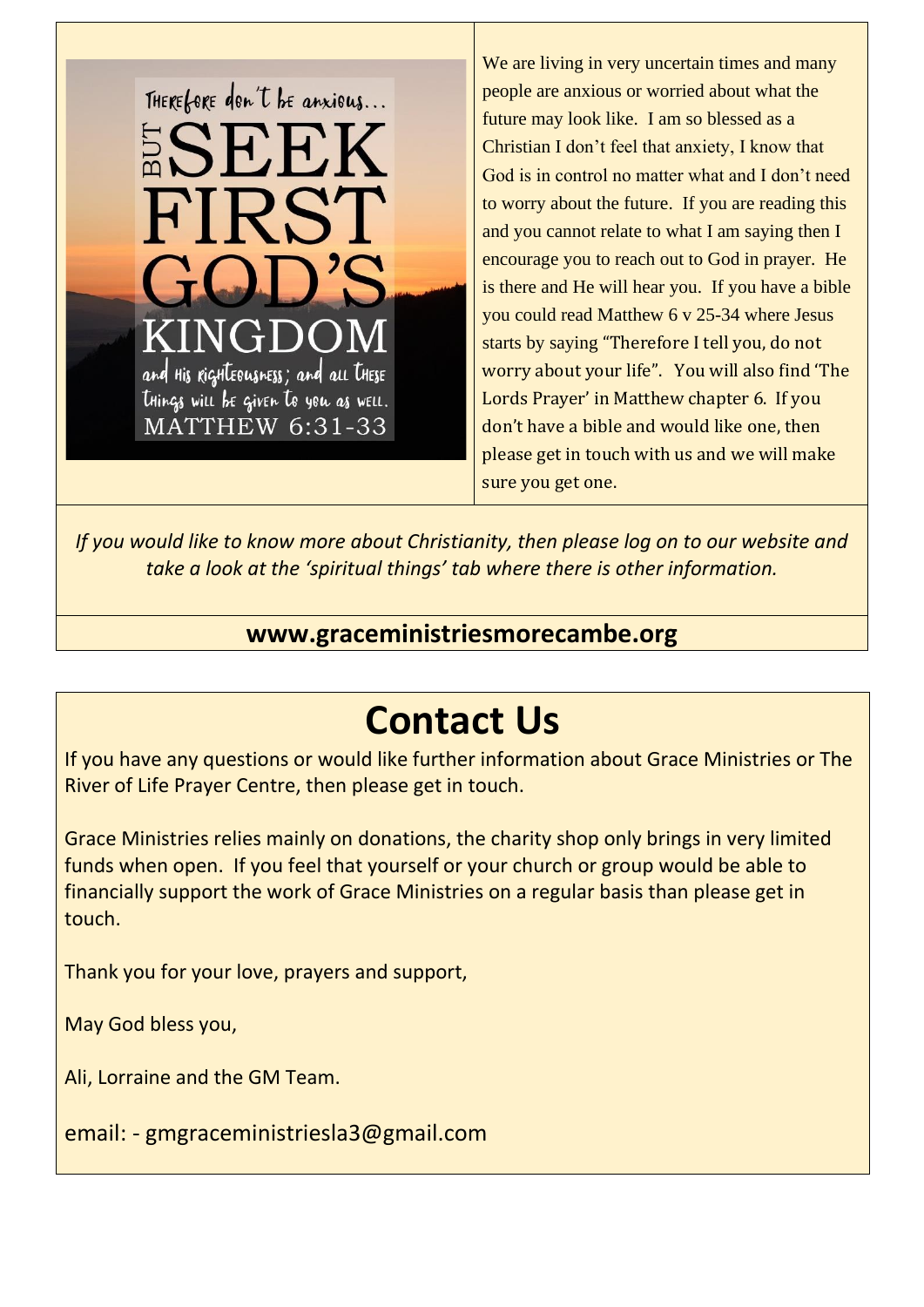THEREFORE don't be anxious... BUT SEEK FIRST GOD'S KINGDOM and His righteousness; and all these things will be given to you as well. MATTHEW 6:31-33

We are living in very uncertain times and many people are anxious or worried about what the future may look like. I am so blessed as a Christian I don't feel that anxiety, I know that God is in control no matter what and I don't need to worry about the future. If you are reading this and you cannot relate to what I am saying then I encourage you to reach out to God in prayer. He is there and He will hear you. If you have a bible you could read Matthew 6 v 25-34 where Jesus starts by saying "Therefore I tell you, do not worry about your life". You will also find 'The Lords Prayer' in Matthew chapter 6. If you don't have a bible and would like one, then please get in touch with us and we will make sure you get one.

*If you would like to know more about Christianity, then please log on to our website and take a look at the 'spiritual things' tab where there is other information.*

**www.graceministriesmorecambe.org**

# Contact Us

If you have any questions or would like further information about Grace Ministries or The River of Life Prayer Centre, then please get in touch.

Grace Ministries relies mainly on donations, the charity shop only brings in very limited funds when open. If you feel that yourself or your church or group would be able to financially support the work of Grace Ministries on a regular basis than please get in touch.

Thank you for your love, prayers and support,

May God bless you,

Ali, Lorraine and the GM Team.

email: - gmgraceministriesla3@gmail.com